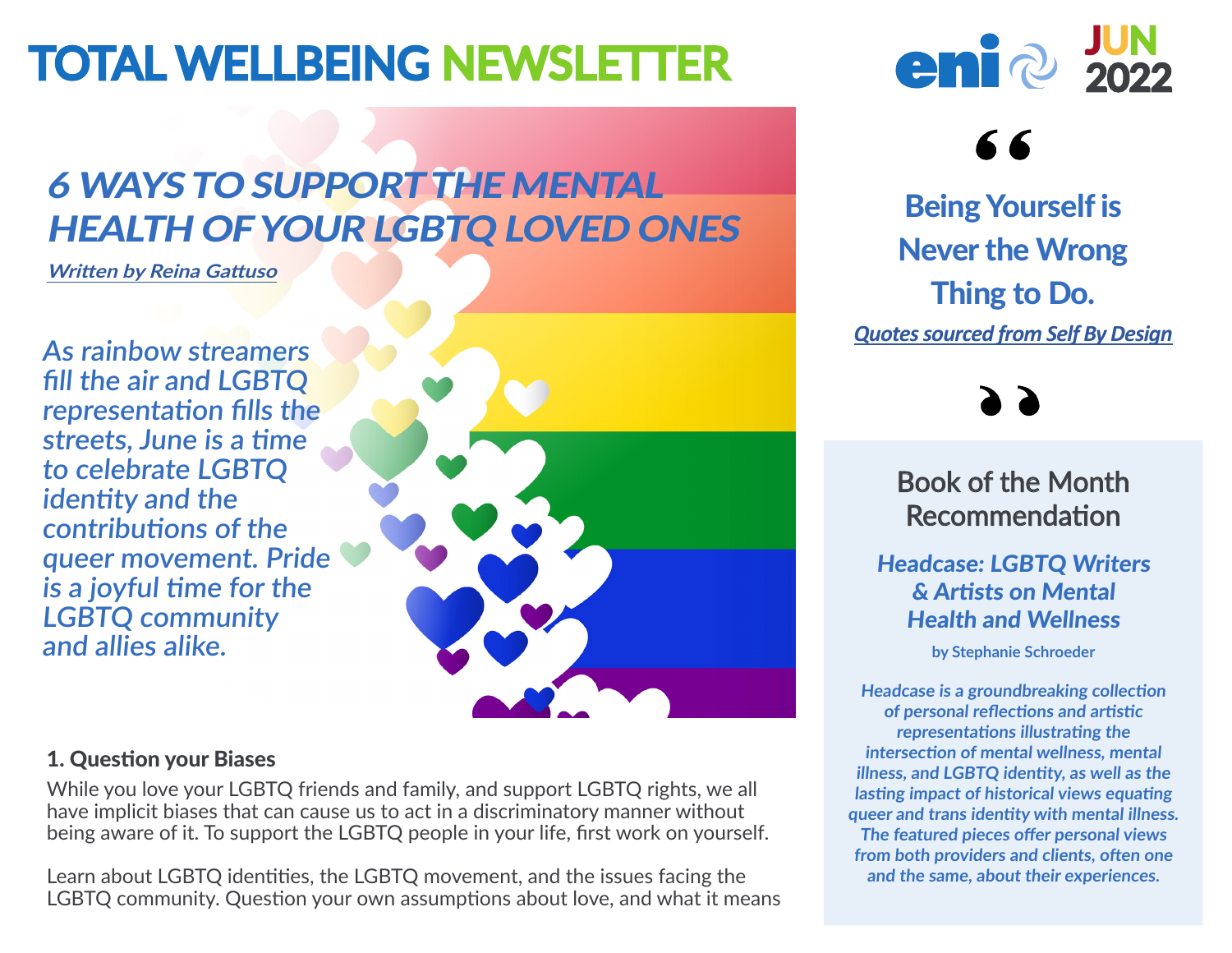# TOTAL WELLBEING NEWSLETTER

eni JUN 2022

## *6 WAYS TO SUPPORT THE MENTAL HEALTH OF YOUR LGBTQ LOVED ONES*

***Written by Reina Gattuso***

*As rainbow streamers fill the air and LGBTQ representation fills the streets, June is a time to celebrate LGBTQ identity and the contributions of the queer movement. Pride is a joyful time for the LGBTQ community and allies alike.*

### 1. Question your Biases

While you love your LGBTQ friends and family, and support LGBTQ rights, we all have implicit biases that can cause us to act in a discriminatory manner without being aware of it. To support the LGBTQ people in your life, first work on yourself.

Learn about LGBTQ identities, the LGBTQ movement, and the issues facing the LGBTQ community. Question your own assumptions about love, and what it means

---

> **Being Yourself is Never the Wrong Thing to Do.**
>
> ***Quotes sourced from Self By Design***

---

## Book of the Month Recommendation

### *Headcase: LGBTQ Writers & Artists on Mental Health and Wellness*

**by Stephanie Schroeder**

***Headcase is a groundbreaking collection of personal reflections and artistic representations illustrating the intersection of mental wellness, mental illness, and LGBTQ identity, as well as the lasting impact of historical views equating queer and trans identity with mental illness. The featured pieces offer personal views from both providers and clients, often one and the same, about their experiences.***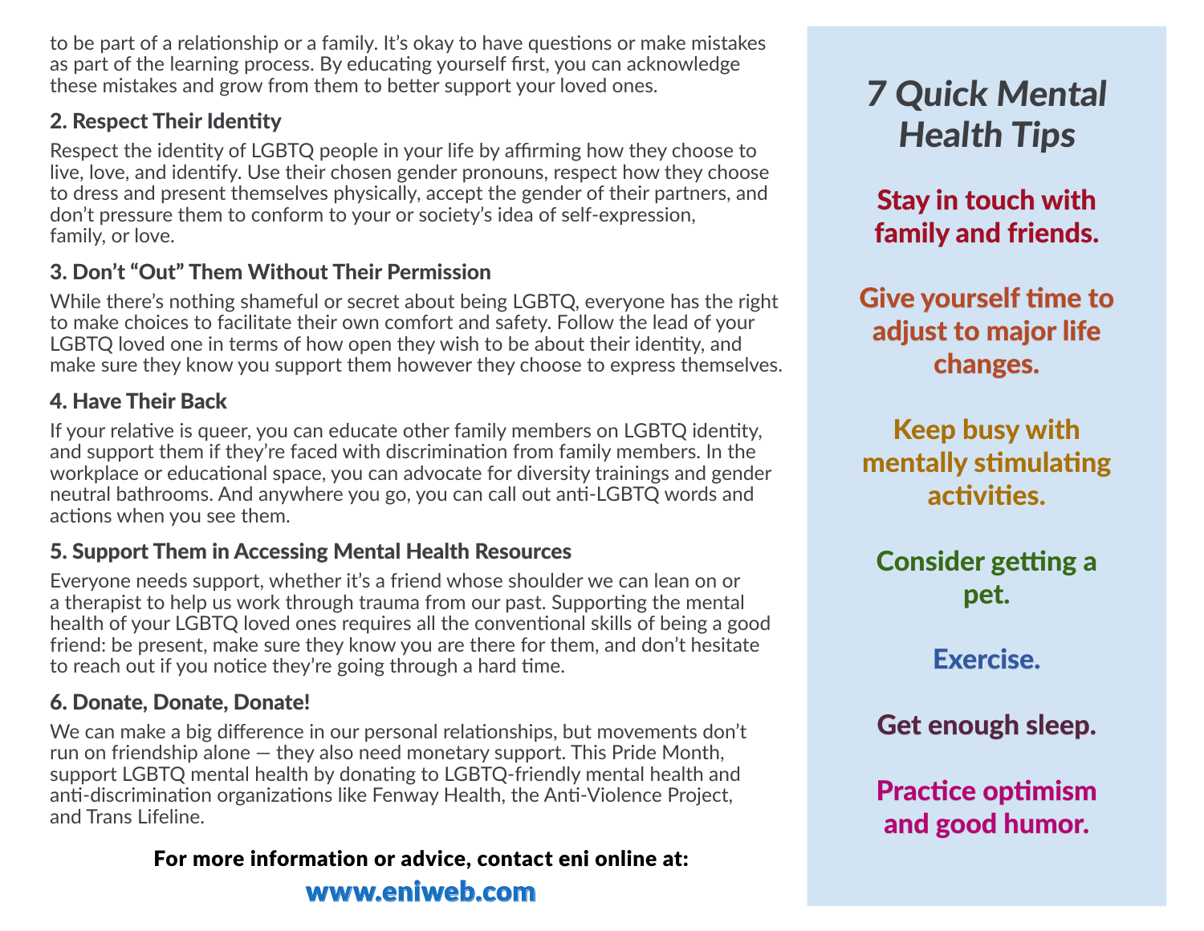to be part of a relationship or a family. It's okay to have questions or make mistakes as part of the learning process. By educating yourself first, you can acknowledge these mistakes and grow from them to better support your loved ones.

### 2. Respect Their Identity

Respect the identity of LGBTQ people in your life by affirming how they choose to live, love, and identify. Use their chosen gender pronouns, respect how they choose to dress and present themselves physically, accept the gender of their partners, and don't pressure them to conform to your or society's idea of self-expression, family, or love.

### 3. Don't "Out" Them Without Their Permission

While there's nothing shameful or secret about being LGBTQ, everyone has the right to make choices to facilitate their own comfort and safety. Follow the lead of your LGBTQ loved one in terms of how open they wish to be about their identity, and make sure they know you support them however they choose to express themselves.

### 4. Have Their Back

If your relative is queer, you can educate other family members on LGBTQ identity, and support them if they're faced with discrimination from family members. In the workplace or educational space, you can advocate for diversity trainings and gender neutral bathrooms. And anywhere you go, you can call out anti-LGBTQ words and actions when you see them.

### 5. Support Them in Accessing Mental Health Resources

Everyone needs support, whether it's a friend whose shoulder we can lean on or a therapist to help us work through trauma from our past. Supporting the mental health of your LGBTQ loved ones requires all the conventional skills of being a good friend: be present, make sure they know you are there for them, and don't hesitate to reach out if you notice they're going through a hard time.

### 6. Donate, Donate, Donate!

We can make a big difference in our personal relationships, but movements don't run on friendship alone — they also need monetary support. This Pride Month, support LGBTQ mental health by donating to LGBTQ-friendly mental health and anti-discrimination organizations like Fenway Health, the Anti-Violence Project, and Trans Lifeline.

**For more information or advice, contact eni online at:**

**www.eniweb.com**

## *7 Quick Mental Health Tips*

**Stay in touch with family and friends.**

**Give yourself time to adjust to major life changes.**

**Keep busy with mentally stimulating activities.**

**Consider getting a pet.**

**Exercise.**

**Get enough sleep.**

**Practice optimism and good humor.**